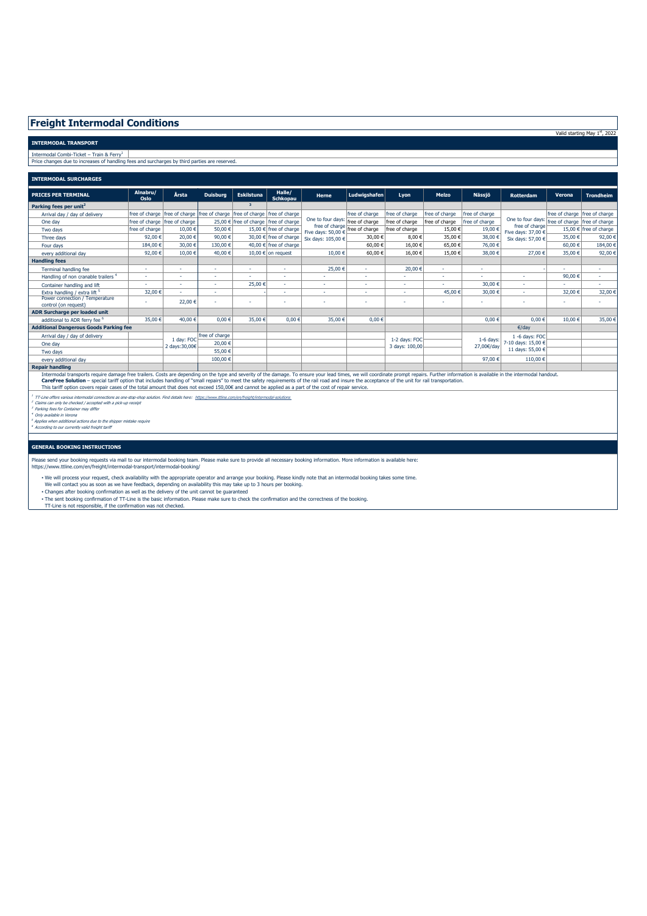# Freight Intermodal Conditions

Valid starting May 1st, 2022

## INTERMODAL TRANSPORT

Intermodal Combi-Ticket – Train & Ferry[1]

Price changes due to increases of handling fees and surcharges by third parties are reserved.

## INTERMODAL SURCHARGES

| PRICES PER TERMINAL | Alnabru/ Oslo | Årsta | Duisburg | Eskilstuna | Halle/ Schkopau | Herne | Ludwigshafen | Lyon | Melzo | Nässjö | Rotterdam | Verona | Trondheim |
|---|---|---|---|---|---|---|---|---|---|---|---|---|---|
| **Parking fees per unit[2]** | | | | [3] | | | | | | | | | |
| Arrival day / day of delivery | free of charge | free of charge | free of charge | free of charge | free of charge | One to four days: free of charge Five days: 50,00 € Six days: 105,00 € | free of charge | free of charge | free of charge | free of charge | One to four days: free of charge Five days: 37,00 € Six days: 57,00 € | free of charge | free of charge |
| One day | free of charge | free of charge | 25,00 € | free of charge | free of charge | | free of charge | free of charge | free of charge | free of charge | | free of charge | free of charge |
| Two days | free of charge | 10,00 € | 50,00 € | 15,00 € | free of charge | | free of charge | free of charge | 15,00 € | 19,00 € | | 15,00 € | free of charge |
| Three days | 92,00 € | 20,00 € | 90,00 € | 30,00 € | free of charge | | 30,00 € | 8,00 € | 35,00 € | 38,00 € | | 35,00 € | 92,00 € |
| Four days | 184,00 € | 30,00 € | 130,00 € | 40,00 € | free of charge | | 60,00 € | 16,00 € | 65,00 € | 76,00 € | | 60,00 € | 184,00 € |
| every additional day | 92,00 € | 10,00 € | 40,00 € | 10,00 € | on request | 10,00 € | 60,00 € | 16,00 € | 15,00 € | 38,00 € | 27,00 € | 35,00 € | 92,00 € |
| **Handling fees** | | | | | | | | | | | | | |
| Terminal handling fee | - | - | - | - | - | 25,00 € | - | 20,00 € | - | - | - | - | - |
| Handling of non cranable trailers [4] | - | - | - | - | - | - | - | - | - | - | - | 90,00 € | - |
| Container handling and lift | - | - | - | 25,00 € | - | - | - | - | - | 30,00 € | - | - | - |
| Extra handling / extra lift [5] | 32,00 € | - | - | - | - | - | - | - | 45,00 € | 30,00 € | - | 32,00 € | 32,00 € |
| Power connection / Temperature control (on request) | - | 22,00 € | - | - | - | - | - | - | - | - | - | - | - |
| **ADR Surcharge per loaded unit** | | | | | | | | | | | | | |
| additional to ADR ferry fee [6] | 35,00 € | 40,00 € | 0,00 € | 35,00 € | 0,00 € | 35,00 € | 0,00 € | | | 0,00 € | 0,00 € | 10,00 € | 35,00 € |
| **Additional Dangerous Goods Parking fee** | | | | | | | | | | | €/day | | |
| Arrival day / day of delivery | | 1 day: FOC 2 days:30,00€ | free of charge | | | | | 1-2 days: FOC 3 days: 100,00 | | 1-6 days: 27,00€/day | 1 -6 days: FOC 7-10 days: 15,00 € 11 days: 55,00 € | | |
| One day | | | 20,00 € | | | | | | | | | | |
| Two days | | | 55,00 € | | | | | | | | | | |
| every additional day | | | 100,00 € | | | | | | | 97,00 € | 110,00 € | | |
| **Repair handling** | | | | | | | | | | | | | |

Intermodal transports require damage free trailers. Costs are depending on the type and severity of the damage. To ensure your lead times, we will coordinate prompt repairs. Further information is available in the intermodal handout.
**CareFree Solution** – special tariff option that includes handling of "small repairs" to meet the safety requirements of the rail road and insure the acceptance of the unit for rail transportation.
This tariff option covers repair cases of the total amount that does not exceed 150,00€ and cannot be applied as a part of the cost of repair service.

*[1] TT-Line offers various intermodal connections as one-stop-shop solution. Find details here: https://www.ttline.com/en/freight/intermodal-solutions*
*[2] Claims can only be checked / accepted with a pick-up receipt*
*[3] Parking fees for Container may differ*
*[4] Only available in Verona*
*[5] Applies when additional actions due to the shipper mistake require*
*[6] According to our currently valid freight tariff*

## GENERAL BOOKING INSTRUCTIONS

Please send your booking requests via mail to our intermodal booking team. Please make sure to provide all necessary booking information. More information is available here:
https://www.ttline.com/en/freight/intermodal-transport/intermodal-booking/

- We will process your request, check availability with the appropriate operator and arrange your booking. Please kindly note that an intermodal booking takes some time. We will contact you as soon as we have feedback, depending on availability this may take up to 3 hours per booking.
- Changes after booking confirmation as well as the delivery of the unit cannot be guaranteed
- The sent booking confirmation of TT-Line is the basic information. Please make sure to check the confirmation and the correctness of the booking. TT-Line is not responsible, if the confirmation was not checked.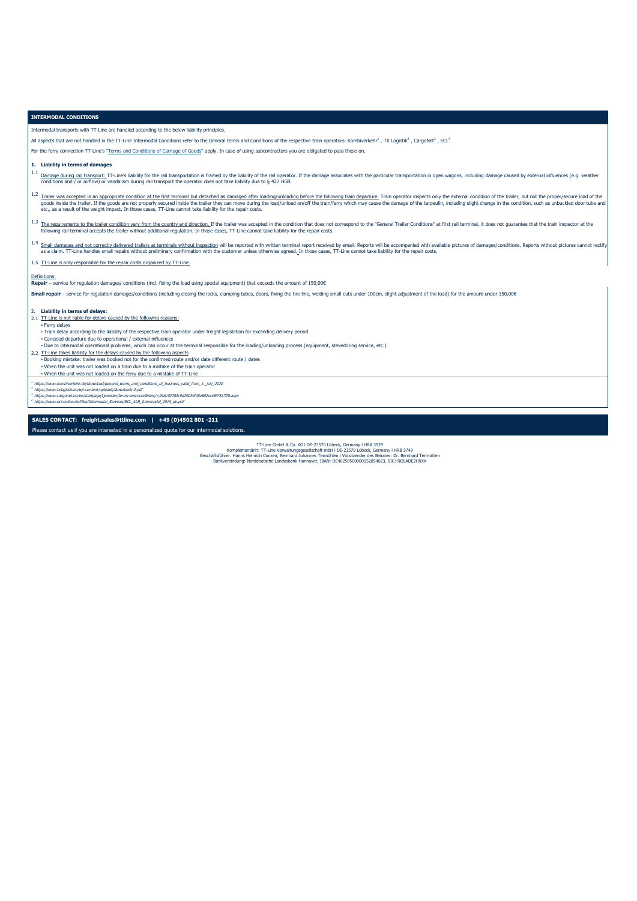## INTERMODAL CONDITIONS

Intermodal transports with TT-Line are handled according to the below liability principles.

All aspects that are not handled in the TT-Line Intermodal Conditions refer to the General terms and Conditions of the respective train operators: Kombiverkehr[1] , TX Logistik[2] , CargoNet[3] , ECL[4]

For the ferry connection TT-Line's "Terms and Conditions of Carriage of Goods" apply. In case of using subcontractors you are obligated to pass these on.

### 1. Liability in terms of damages

1.1 Damage during rail transport: TT-Line's liability for the rail transportation is framed by the liability of the rail operator. If the damage associates with the particular transportation in open wagons, including damage caused by external influences (e.g. weather conditions and / or airflow) or vandalism during rail transport the operator does not take liability due to § 427 HGB.

1.2 Trailer was accepted in an appropriate condition at the first terminal but detached as damaged after loading/unloading before the following train departure. Train operator inspects only the external condition of the trailer, but not the proper/secure load of the goods inside the trailer. If the goods are not properly secured inside the trailer they can move during the load/unload on/off the train/ferry which may cause the damage of the tarpaulin, including slight change in the condition, such as unbuckled door tube and etc., as a result of the weight impact. In those cases, TT-Line cannot take liability for the repair costs.

1.3 The requirements to the trailer condition vary from the country and direction. If the trailer was accepted in the condition that does not correspond to the "General Trailer Conditions" at first rail terminal, it does not guarantee that the train inspector at the following rail terminal accepts the trailer without additional regulation. In those cases, TT-Line cannot take liability for the repair costs.

1.4 Small damages and not correctly delivered trailers at terminals without inspection will be reported with written terminal report received by email. Reports will be accompanied with available pictures of damages/conditions. Reports without pictures cannot rectify as a claim. TT-Line handles small repairs without preliminary confirmation with the customer unless otherwise agreed. In those cases, TT-Line cannot take liability for the repair costs.

1.5 TT-Line is only responsible for the repair costs organized by TT-Line.

Definitions:

**Repair** – service for regulation damages/ conditions (incl. fixing the load using special equipment) that exceeds the amount of 150,00€

**Small repair** – service for regulation damages/conditions (including closing the locks, clamping tubes, doors, fixing the tire line, welding small cuts under 100cm, slight adjustment of the load) for the amount under 150,00€

### 2. Liability in terms of delays:

2.1 TT-Line is not liable for delays caused by the following reasons:

- Ferry delays
- Train delay according to the liability of the respective train operator under freight legislation for exceeding delivery period
- Canceled departure due to operational / external influences
- Due to intermodal operational problems, which can occur at the terminal responsible for the loading/unloading process (equipment, stevedoring service, etc.)

2.2 TT-Line takes liability for the delays caused by the following aspects

- Booking mistake: trailer was booked not for the confirmed route and/or date different route / dates
- When the unit was not loaded on a train due to a mistake of the train operator
- When the unit was not loaded on the ferry due to a mistake of TT-Line

[1] *https://www.kombiverkehr.de/download/general_terms_and_conditions_of_business_valid_from_1._july_2020*
[2] *https://www.txlogistik.eu/wp-content/uploads/downloads-2.pdf*
[3] *https://www.cargonet.no/en/startpage/tjenester/terms-and-conditions/~/link/52783c9d29034f45a802ece5f7517ff0.aspx*
[4] *https://www.ecl-online.de/files/Intermodal_Services/ECL_ALB_Intermodal_2016_de.pdf*

**SALES CONTACT: freight.sales@ttline.com | +49 (0)4502 801 -211**

Please contact us if you are interested in a personalized quote for our intermodal solutions.

TT-Line GmbH & Co. KG I DE-23570 Lübeck, Germany I HRA 3529
Komplementärin: TT-Line Verwaltungsgesellschaft mbH I DE-23570 Lübeck, Germany I HRB 3749
Geschäftsführer: Hanns Heinrich Conzen, Bernhard Johannes Termühlen I Vorsitzender des Beirates: Dr. Bernhard Termühlen
Bankverbindung: Norddeutsche Landesbank Hannover, IBAN: DE46250500000152054623, BIC: NOLADE2HXXX